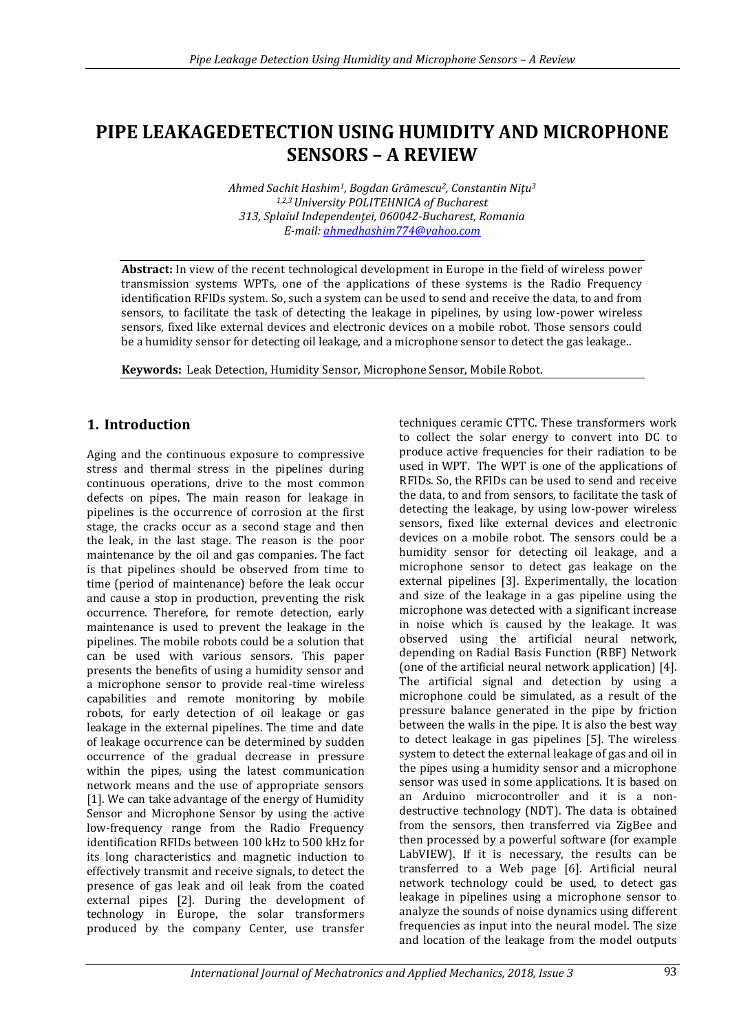# PIPE LEAKAGEDETECTION USING HUMIDITY AND MICROPHONE SENSORS – A REVIEW

*Ahmed Sachit Hashim[1], Bogdan Grămescu[2], Constantin Nițu[3]*
*[1,2,3] University POLITEHNICA of Bucharest*
*313, Splaiul Independenței, 060042-Bucharest, Romania*
*E-mail: ahmedhashim774@yahoo.com*

**Abstract:** In view of the recent technological development in Europe in the field of wireless power transmission systems WPTs, one of the applications of these systems is the Radio Frequency identification RFIDs system. So, such a system can be used to send and receive the data, to and from sensors, to facilitate the task of detecting the leakage in pipelines, by using low-power wireless sensors, fixed like external devices and electronic devices on a mobile robot. Those sensors could be a humidity sensor for detecting oil leakage, and a microphone sensor to detect the gas leakage..

**Keywords:** Leak Detection, Humidity Sensor, Microphone Sensor, Mobile Robot.

## 1. Introduction

Aging and the continuous exposure to compressive stress and thermal stress in the pipelines during continuous operations, drive to the most common defects on pipes. The main reason for leakage in pipelines is the occurrence of corrosion at the first stage, the cracks occur as a second stage and then the leak, in the last stage. The reason is the poor maintenance by the oil and gas companies. The fact is that pipelines should be observed from time to time (period of maintenance) before the leak occur and cause a stop in production, preventing the risk occurrence. Therefore, for remote detection, early maintenance is used to prevent the leakage in the pipelines. The mobile robots could be a solution that can be used with various sensors. This paper presents the benefits of using a humidity sensor and a microphone sensor to provide real-time wireless capabilities and remote monitoring by mobile robots, for early detection of oil leakage or gas leakage in the external pipelines. The time and date of leakage occurrence can be determined by sudden occurrence of the gradual decrease in pressure within the pipes, using the latest communication network means and the use of appropriate sensors [1]. We can take advantage of the energy of Humidity Sensor and Microphone Sensor by using the active low-frequency range from the Radio Frequency identification RFIDs between 100 kHz to 500 kHz for its long characteristics and magnetic induction to effectively transmit and receive signals, to detect the presence of gas leak and oil leak from the coated external pipes [2]. During the development of technology in Europe, the solar transformers produced by the company Center, use transfer techniques ceramic CTTC. These transformers work to collect the solar energy to convert into DC to produce active frequencies for their radiation to be used in WPT. The WPT is one of the applications of RFIDs. So, the RFIDs can be used to send and receive the data, to and from sensors, to facilitate the task of detecting the leakage, by using low-power wireless sensors, fixed like external devices and electronic devices on a mobile robot. The sensors could be a humidity sensor for detecting oil leakage, and a microphone sensor to detect gas leakage on the external pipelines [3]. Experimentally, the location and size of the leakage in a gas pipeline using the microphone was detected with a significant increase in noise which is caused by the leakage. It was observed using the artificial neural network, depending on Radial Basis Function (RBF) Network (one of the artificial neural network application) [4]. The artificial signal and detection by using a microphone could be simulated, as a result of the pressure balance generated in the pipe by friction between the walls in the pipe. It is also the best way to detect leakage in gas pipelines [5]. The wireless system to detect the external leakage of gas and oil in the pipes using a humidity sensor and a microphone sensor was used in some applications. It is based on an Arduino microcontroller and it is a non-destructive technology (NDT). The data is obtained from the sensors, then transferred via ZigBee and then processed by a powerful software (for example LabVIEW). If it is necessary, the results can be transferred to a Web page [6]. Artificial neural network technology could be used, to detect gas leakage in pipelines using a microphone sensor to analyze the sounds of noise dynamics using different frequencies as input into the neural model. The size and location of the leakage from the model outputs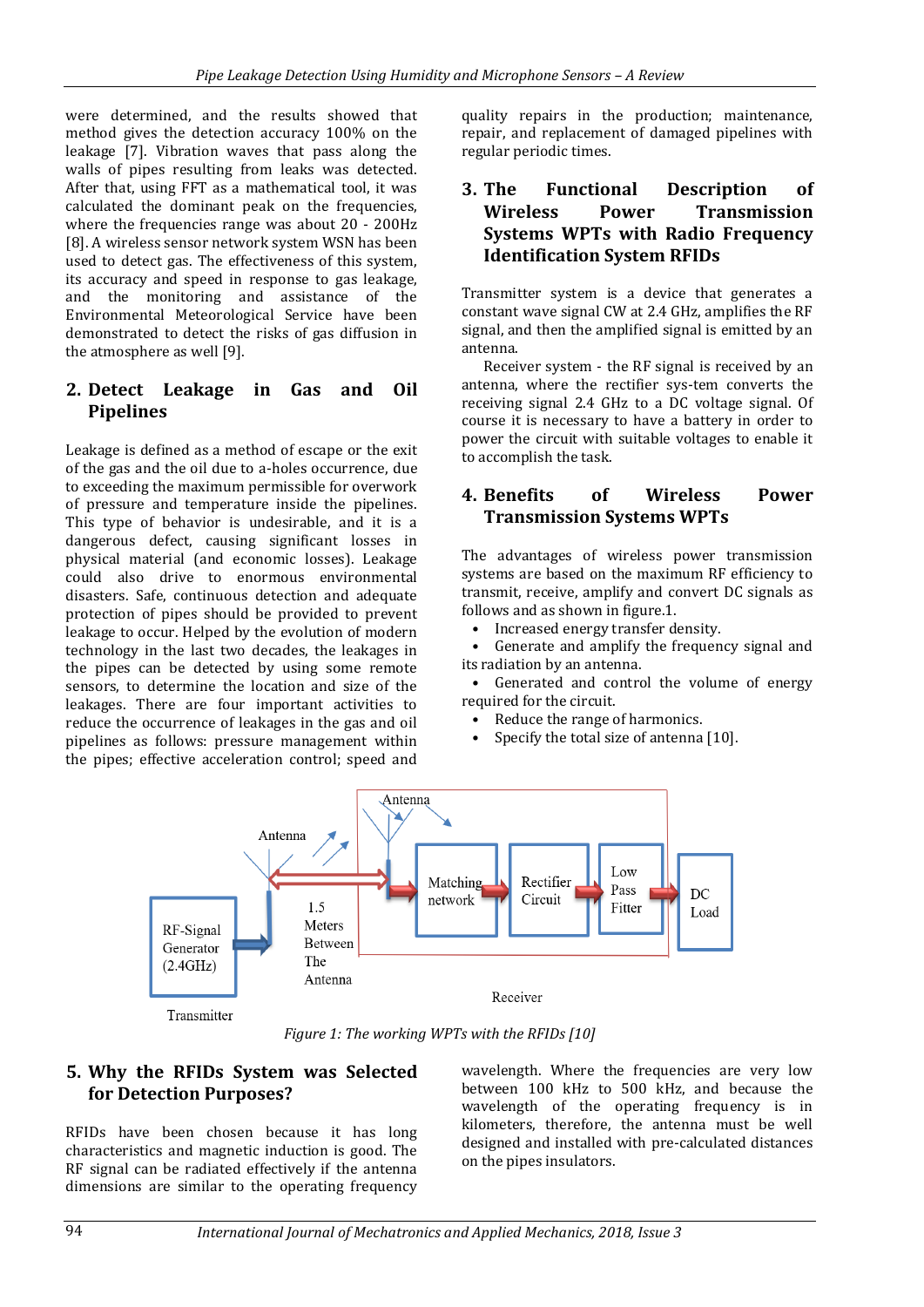were determined, and the results showed that method gives the detection accuracy 100% on the leakage [7]. Vibration waves that pass along the walls of pipes resulting from leaks was detected. After that, using FFT as a mathematical tool, it was calculated the dominant peak on the frequencies, where the frequencies range was about 20 - 200Hz [8]. A wireless sensor network system WSN has been used to detect gas. The effectiveness of this system, its accuracy and speed in response to gas leakage, and the monitoring and assistance of the Environmental Meteorological Service have been demonstrated to detect the risks of gas diffusion in the atmosphere as well [9].

## 2. Detect Leakage in Gas and Oil Pipelines

Leakage is defined as a method of escape or the exit of the gas and the oil due to a-holes occurrence, due to exceeding the maximum permissible for overwork of pressure and temperature inside the pipelines. This type of behavior is undesirable, and it is a dangerous defect, causing significant losses in physical material (and economic losses). Leakage could also drive to enormous environmental disasters. Safe, continuous detection and adequate protection of pipes should be provided to prevent leakage to occur. Helped by the evolution of modern technology in the last two decades, the leakages in the pipes can be detected by using some remote sensors, to determine the location and size of the leakages. There are four important activities to reduce the occurrence of leakages in the gas and oil pipelines as follows: pressure management within the pipes; effective acceleration control; speed and quality repairs in the production; maintenance, repair, and replacement of damaged pipelines with regular periodic times.

## 3. The Functional Description of Wireless Power Transmission Systems WPTs with Radio Frequency Identification System RFIDs

Transmitter system is a device that generates a constant wave signal CW at 2.4 GHz, amplifies the RF signal, and then the amplified signal is emitted by an antenna.

Receiver system - the RF signal is received by an antenna, where the rectifier sys-tem converts the receiving signal 2.4 GHz to a DC voltage signal. Of course it is necessary to have a battery in order to power the circuit with suitable voltages to enable it to accomplish the task.

## 4. Benefits of Wireless Power Transmission Systems WPTs

The advantages of wireless power transmission systems are based on the maximum RF efficiency to transmit, receive, amplify and convert DC signals as follows and as shown in figure.1.

- Increased energy transfer density.
- Generate and amplify the frequency signal and its radiation by an antenna.
- Generated and control the volume of energy required for the circuit.
- Reduce the range of harmonics.
- Specify the total size of antenna [10].

*Figure 1: The working WPTs with the RFIDs [10]*

## 5. Why the RFIDs System was Selected for Detection Purposes?

RFIDs have been chosen because it has long characteristics and magnetic induction is good. The RF signal can be radiated effectively if the antenna dimensions are similar to the operating frequency wavelength. Where the frequencies are very low between 100 kHz to 500 kHz, and because the wavelength of operating frequency is in kilometers, therefore, the antenna must be well designed and installed with pre-calculated distances on the pipes insulators.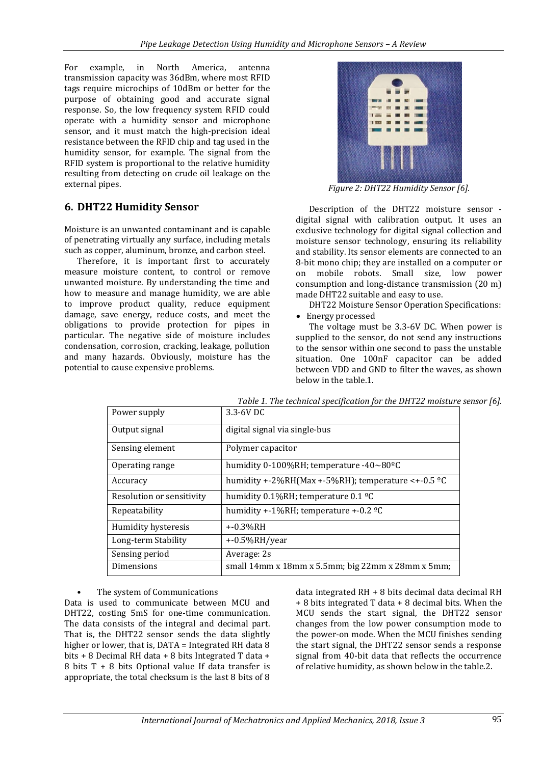For example, in North America, antenna transmission capacity was 36dBm, where most RFID tags require microchips of 10dBm or better for the purpose of obtaining good and accurate signal response. So, the low frequency system RFID could operate with a humidity sensor and microphone sensor, and it must match the high-precision ideal resistance between the RFID chip and tag used in the humidity sensor, for example. The signal from the RFID system is proportional to the relative humidity resulting from detecting on crude oil leakage on the external pipes.

## 6. DHT22 Humidity Sensor

Moisture is an unwanted contaminant and is capable of penetrating virtually any surface, including metals such as copper, aluminum, bronze, and carbon steel.

Therefore, it is important first to accurately measure moisture content, to control or remove unwanted moisture. By understanding the time and how to measure and manage humidity, we are able to improve product quality, reduce equipment damage, save energy, reduce costs, and meet the obligations to provide protection for pipes in particular. The negative side of moisture includes condensation, corrosion, cracking, leakage, pollution and many hazards. Obviously, moisture has the potential to cause expensive problems.

*Figure 2: DHT22 Humidity Sensor [6].*

Description of the DHT22 moisture sensor - digital signal with calibration output. It uses an exclusive technology for digital signal collection and moisture sensor technology, ensuring its reliability and stability. Its sensor elements are connected to an 8-bit mono chip; they are installed on a computer or on mobile robots. Small size, low power consumption and long-distance transmission (20 m) made DHT22 suitable and easy to use.

DHT22 Moisture Sensor Operation Specifications:

- Energy processed

The voltage must be 3.3-6V DC. When power is supplied to the sensor, do not send any instructions to the sensor within one second to pass the unstable situation. One 100nF capacitor can be added between VDD and GND to filter the waves, as shown below in the table.1.

*Table 1. The technical specification for the DHT22 moisture sensor [6].*

| Power supply | 3.3-6V DC |
|---|---|
| Output signal | digital signal via single-bus |
| Sensing element | Polymer capacitor |
| Operating range | humidity 0-100%RH; temperature -40~80ºC |
| Accuracy | humidity +-2%RH(Max +-5%RH); temperature <+-0.5 ºC |
| Resolution or sensitivity | humidity 0.1%RH; temperature 0.1 ºC |
| Repeatability | humidity +-1%RH; temperature +-0.2 ºC |
| Humidity hysteresis | +-0.3%RH |
| Long-term Stability | +-0.5%RH/year |
| Sensing period | Average: 2s |
| Dimensions | small 14mm x 18mm x 5.5mm; big 22mm x 28mm x 5mm; |

- The system of Communications

Data is used to communicate between MCU and DHT22, costing 5mS for one-time communication. The data consists of the integral and decimal part. That is, the DHT22 sensor sends the data slightly higher or lower, that is, DATA = Integrated RH data 8 bits + 8 Decimal RH data + 8 bits Integrated T data + 8 bits T + 8 bits Optional value If data transfer is appropriate, the total checksum is the last 8 bits of 8 data integrated RH + 8 bits decimal data decimal RH + 8 bits integrated T data + 8 decimal bits. When the MCU sends the start signal, the DHT22 sensor changes from the low power consumption mode to the power-on mode. When the MCU finishes sending the start signal, the DHT22 sensor sends a response signal from 40-bit data that reflects the occurrence of relative humidity, as shown below in the table.2.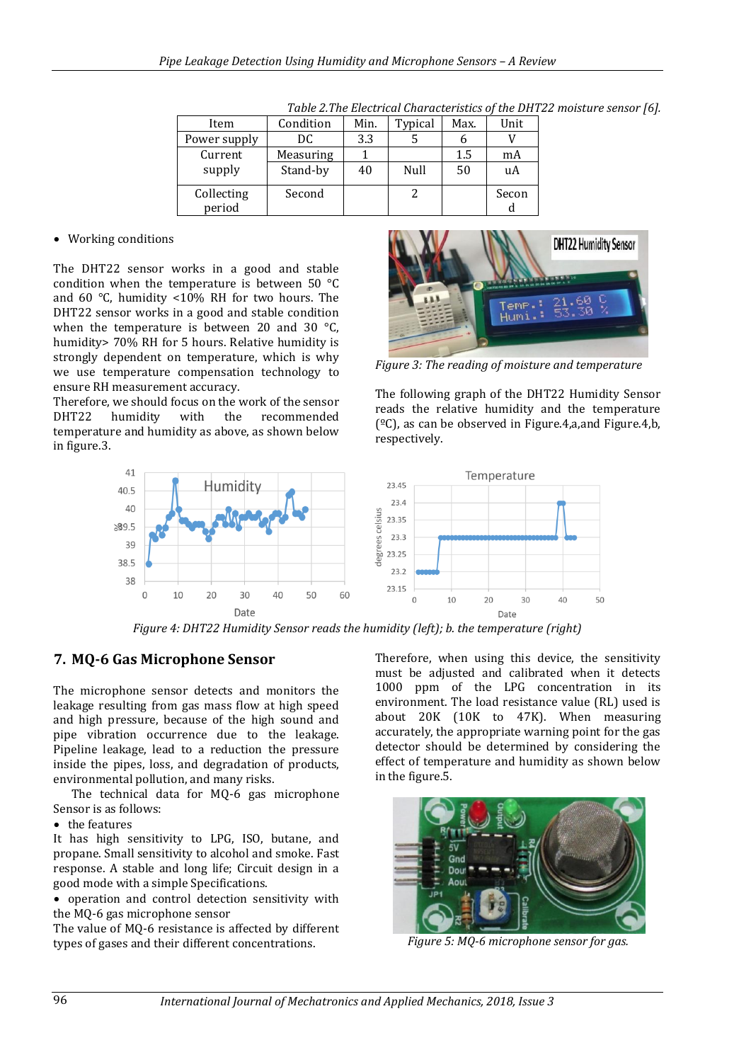Table 2.The Electrical Characteristics of the DHT22 moisture sensor [6].

| Item | Condition | Min. | Typical | Max. | Unit |
|---|---|---|---|---|---|
| Power supply | DC | 3.3 | 5 | 6 | V |
| Current supply | Measuring | 1 | | 1.5 | mA |
| | Stand-by | 40 | Null | 50 | uA |
| Collecting period | Second | | 2 | | Second |

- Working conditions

The DHT22 sensor works in a good and stable condition when the temperature is between 50 °C and 60 °C, humidity <10% RH for two hours. The DHT22 sensor works in a good and stable condition when the temperature is between 20 and 30 °C, humidity> 70% RH for 5 hours. Relative humidity is strongly dependent on temperature, which is why we use temperature compensation technology to ensure RH measurement accuracy.

Therefore, we should focus on the work of the sensor DHT22 humidity with the recommended temperature and humidity as above, as shown below in figure.3.

Figure 3: The reading of moisture and temperature

The following graph of the DHT22 Humidity Sensor reads the relative humidity and the temperature (ºC), as can be observed in Figure.4,a,and Figure.4,b, respectively.

Figure 4: DHT22 Humidity Sensor reads the humidity (left); b. the temperature (right)

## 7. MQ-6 Gas Microphone Sensor

The microphone sensor detects and monitors the leakage resulting from gas mass flow at high speed and high pressure, because of the high sound and pipe vibration occurrence due to the leakage. Pipeline leakage, lead to a reduction the pressure inside the pipes, loss, and degradation of products, environmental pollution, and many risks.

The technical data for MQ-6 gas microphone Sensor is as follows:

- the features

It has high sensitivity to LPG, ISO, butane, and propane. Small sensitivity to alcohol and smoke. Fast response. A stable and long life; Circuit design in a good mode with a simple Specifications.

- operation and control detection sensitivity with the MQ-6 gas microphone sensor

The value of MQ-6 resistance is affected by different types of gases and their different concentrations.

Therefore, when using this device, the sensitivity must be adjusted and calibrated when it detects 1000 ppm of the LPG concentration in its environment. The load resistance value (RL) used is about 20K (10K to 47K). When measuring accurately, the appropriate warning point for the gas detector should be determined by considering the effect of temperature and humidity as shown below in the figure.5.

Figure 5: MQ-6 microphone sensor for gas.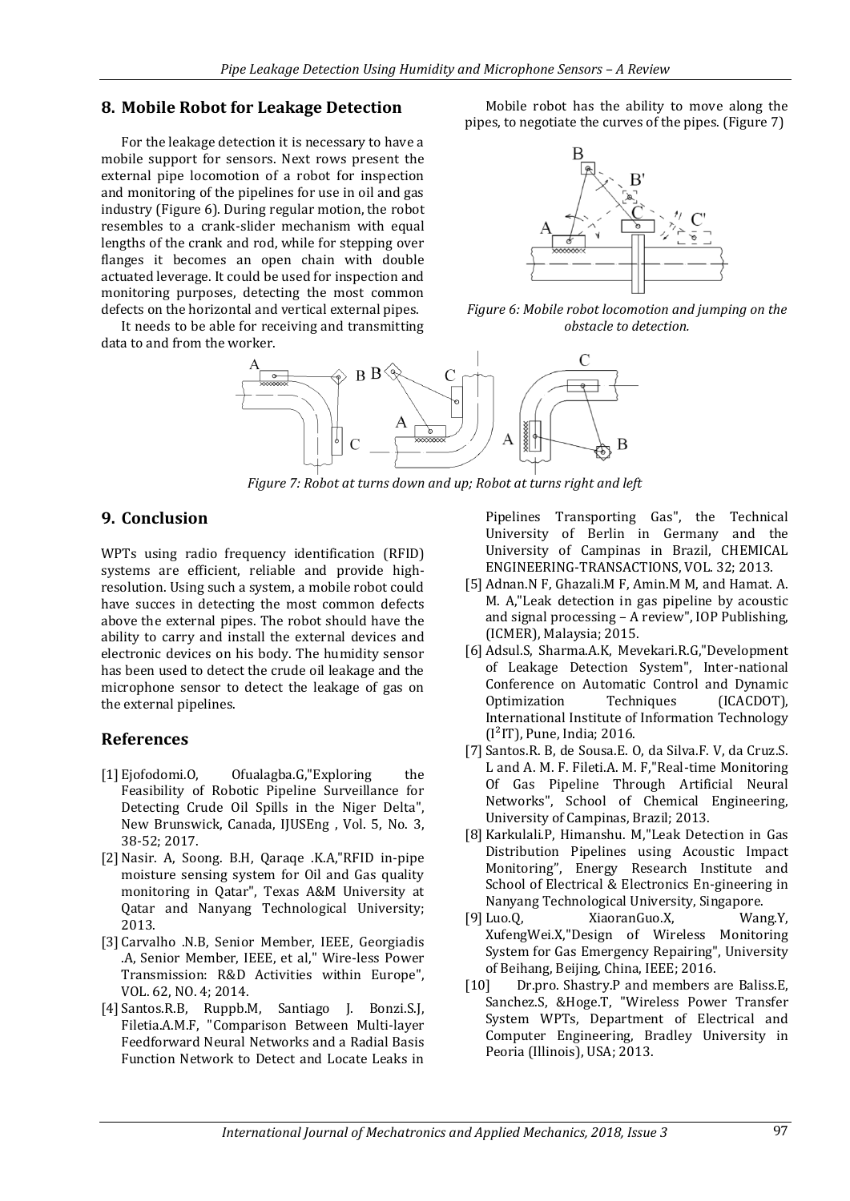## 8. Mobile Robot for Leakage Detection

For the leakage detection it is necessary to have a mobile support for sensors. Next rows present the external pipe locomotion of a robot for inspection and monitoring of the pipelines for use in oil and gas industry (Figure 6). During regular motion, the robot resembles to a crank-slider mechanism with equal lengths of the crank and rod, while for stepping over flanges it becomes an open chain with double actuated leverage. It could be used for inspection and monitoring purposes, detecting the most common defects on the horizontal and vertical external pipes.

It needs to be able for receiving and transmitting data to and from the worker.

Mobile robot has the ability to move along the pipes, to negotiate the curves of the pipes. (Figure 7)

*Figure 6: Mobile robot locomotion and jumping on the obstacle to detection.*

*Figure 7: Robot at turns down and up; Robot at turns right and left*

## 9. Conclusion

WPTs using radio frequency identification (RFID) systems are efficient, reliable and provide high-resolution. Using such a system, a mobile robot could have succes in detecting the most common defects above the external pipes. The robot should have the ability to carry and install the external devices and electronic devices on his body. The humidity sensor has been used to detect the crude oil leakage and the microphone sensor to detect the leakage of gas on the external pipelines.

## References

[1] Ejofodomi.O, Ofualagba.G,"Exploring the Feasibility of Robotic Pipeline Surveillance for Detecting Crude Oil Spills in the Niger Delta", New Brunswick, Canada, IJUSEng , Vol. 5, No. 3, 38-52; 2017.

[2] Nasir. A, Soong. B.H, Qaraqe .K.A,"RFID in-pipe moisture sensing system for Oil and Gas quality monitoring in Qatar", Texas A&M University at Qatar and Nanyang Technological University; 2013.

[3] Carvalho .N.B, Senior Member, IEEE, Georgiadis .A, Senior Member, IEEE, et al," Wire-less Power Transmission: R&D Activities within Europe", VOL. 62, NO. 4; 2014.

[4] Santos.R.B, Ruppb.M, Santiago J. Bonzi.S.J, Filetia.A.M.F, "Comparison Between Multi-layer Feedforward Neural Networks and a Radial Basis Function Network to Detect and Locate Leaks in Pipelines Transporting Gas", the Technical University of Berlin in Germany and the University of Campinas in Brazil, CHEMICAL ENGINEERING-TRANSACTIONS, VOL. 32; 2013.

[5] Adnan.N F, Ghazali.M F, Amin.M M, and Hamat. A. M. A,"Leak detection in gas pipeline by acoustic and signal processing – A review", IOP Publishing, (ICMER), Malaysia; 2015.

[6] Adsul.S, Sharma.A.K, Mevekari.R.G,"Development of Leakage Detection System", Inter-national Conference on Automatic Control and Dynamic Optimization Techniques (ICACDOT), International Institute of Information Technology ($I^2$IT), Pune, India; 2016.

[7] Santos.R. B, de Sousa.E. O, da Silva.F. V, da Cruz.S. L and A. M. F. Fileti.A. M. F,"Real-time Monitoring Of Gas Pipeline Through Artificial Neural Networks", School of Chemical Engineering, University of Campinas, Brazil; 2013.

[8] Karkulali.P, Himanshu. M,"Leak Detection in Gas Distribution Pipelines using Acoustic Impact Monitoring", Energy Research Institute and School of Electrical & Electronics En-gineering in Nanyang Technological University, Singapore.

[9] Luo.Q, XiaoranGuo.X, Wang.Y, XufengWei.X,"Design of Wireless Monitoring System for Gas Emergency Repairing", University of Beihang, Beijing, China, IEEE; 2016.

[10] Dr.pro. Shastry.P and members are Baliss.E, Sanchez.S, &Hoge.T, "Wireless Power Transfer System WPTs, Department of Electrical and Computer Engineering, Bradley University in Peoria (Illinois), USA; 2013.